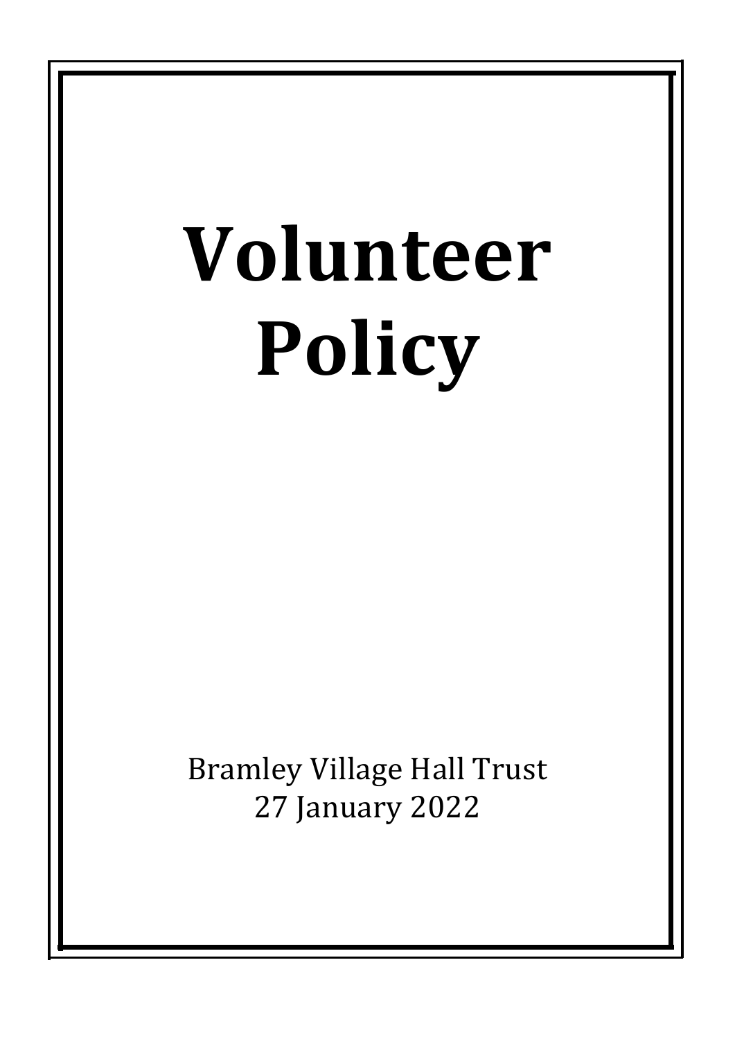# Volunteer Policy

Bramley Village Hall Trust
27 January 2022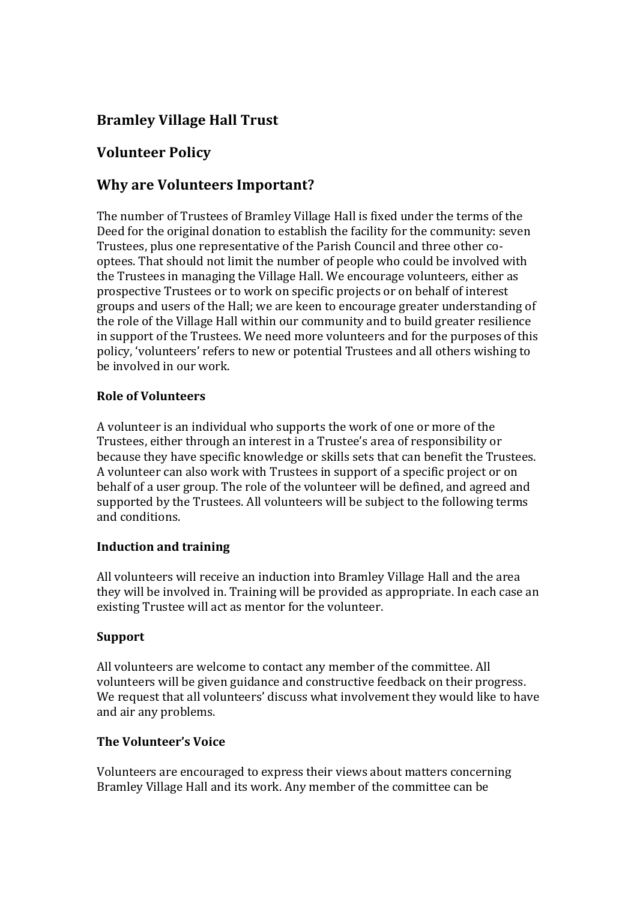## Bramley Village Hall Trust

## Volunteer Policy

## Why are Volunteers Important?

The number of Trustees of Bramley Village Hall is fixed under the terms of the Deed for the original donation to establish the facility for the community: seven Trustees, plus one representative of the Parish Council and three other co-optees. That should not limit the number of people who could be involved with the Trustees in managing the Village Hall. We encourage volunteers, either as prospective Trustees or to work on specific projects or on behalf of interest groups and users of the Hall; we are keen to encourage greater understanding of the role of the Village Hall within our community and to build greater resilience in support of the Trustees. We need more volunteers and for the purposes of this policy, 'volunteers' refers to new or potential Trustees and all others wishing to be involved in our work.

### Role of Volunteers

A volunteer is an individual who supports the work of one or more of the Trustees, either through an interest in a Trustee's area of responsibility or because they have specific knowledge or skills sets that can benefit the Trustees. A volunteer can also work with Trustees in support of a specific project or on behalf of a user group. The role of the volunteer will be defined, and agreed and supported by the Trustees. All volunteers will be subject to the following terms and conditions.

### Induction and training

All volunteers will receive an induction into Bramley Village Hall and the area they will be involved in. Training will be provided as appropriate. In each case an existing Trustee will act as mentor for the volunteer.

### Support

All volunteers are welcome to contact any member of the committee. All volunteers will be given guidance and constructive feedback on their progress. We request that all volunteers' discuss what involvement they would like to have and air any problems.

### The Volunteer's Voice

Volunteers are encouraged to express their views about matters concerning Bramley Village Hall and its work. Any member of the committee can be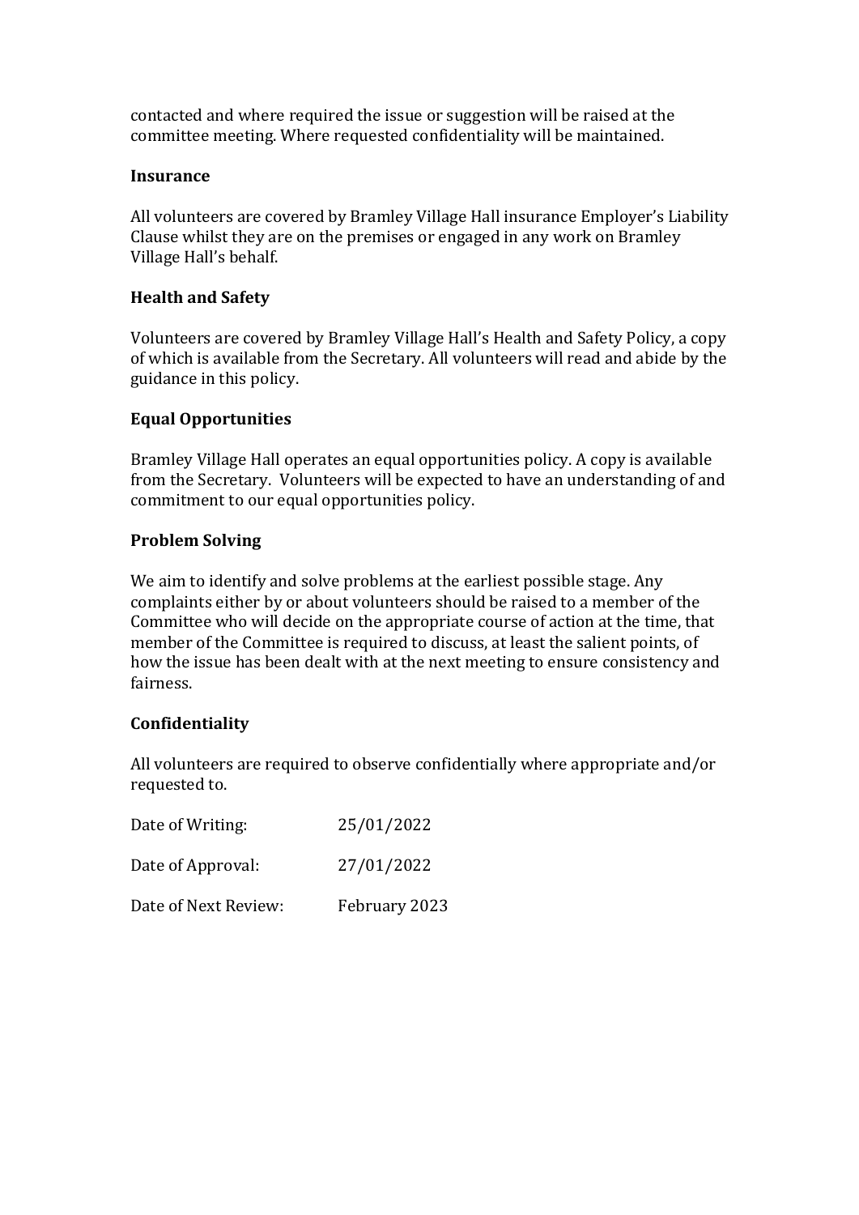contacted and where required the issue or suggestion will be raised at the committee meeting. Where requested confidentiality will be maintained.

**Insurance**

All volunteers are covered by Bramley Village Hall insurance Employer's Liability Clause whilst they are on the premises or engaged in any work on Bramley Village Hall's behalf.

**Health and Safety**

Volunteers are covered by Bramley Village Hall's Health and Safety Policy, a copy of which is available from the Secretary. All volunteers will read and abide by the guidance in this policy.

**Equal Opportunities**

Bramley Village Hall operates an equal opportunities policy. A copy is available from the Secretary. Volunteers will be expected to have an understanding of and commitment to our equal opportunities policy.

**Problem Solving**

We aim to identify and solve problems at the earliest possible stage. Any complaints either by or about volunteers should be raised to a member of the Committee who will decide on the appropriate course of action at the time, that member of the Committee is required to discuss, at least the salient points, of how the issue has been dealt with at the next meeting to ensure consistency and fairness.

**Confidentiality**

All volunteers are required to observe confidentially where appropriate and/or requested to.

| | |
|---|---|
| Date of Writing: | 25/01/2022 |
| Date of Approval: | 27/01/2022 |
| Date of Next Review: | February 2023 |